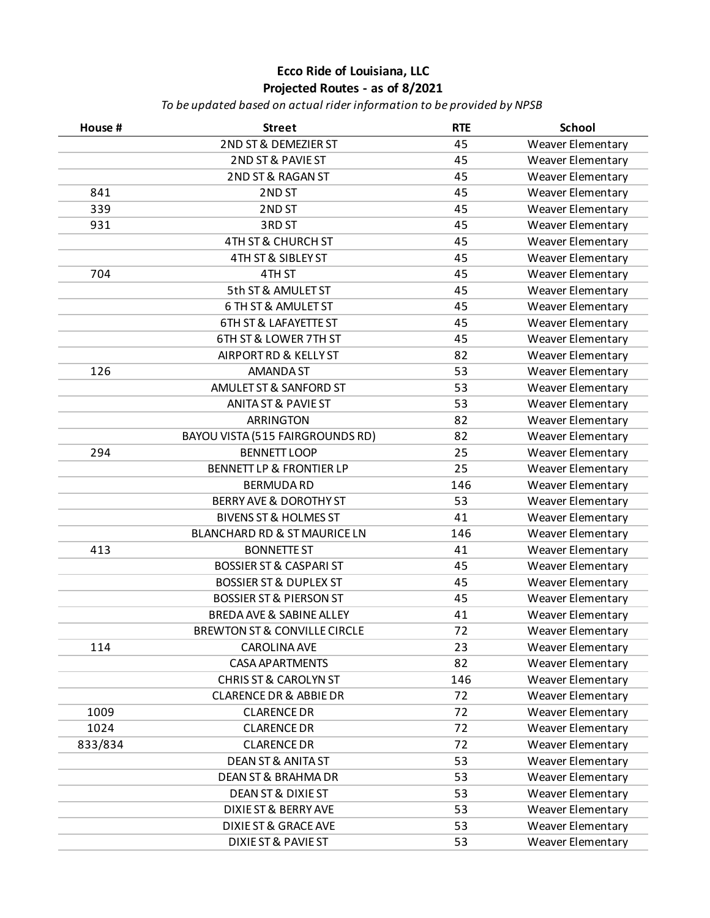**Ecco Ride of Louisiana, LLC**
**Projected Routes - as of 8/2021**
*To be updated based on actual rider information to be provided by NPSB*

| House # | Street | RTE | School |
|---|---|---|---|
| | 2ND ST & DEMEZIER ST | 45 | Weaver Elementary |
| | 2ND ST & PAVIE ST | 45 | Weaver Elementary |
| | 2ND ST & RAGAN ST | 45 | Weaver Elementary |
| 841 | 2ND ST | 45 | Weaver Elementary |
| 339 | 2ND ST | 45 | Weaver Elementary |
| 931 | 3RD ST | 45 | Weaver Elementary |
| | 4TH ST & CHURCH ST | 45 | Weaver Elementary |
| | 4TH ST & SIBLEY ST | 45 | Weaver Elementary |
| 704 | 4TH ST | 45 | Weaver Elementary |
| | 5th ST & AMULET ST | 45 | Weaver Elementary |
| | 6 TH ST & AMULET ST | 45 | Weaver Elementary |
| | 6TH ST & LAFAYETTE ST | 45 | Weaver Elementary |
| | 6TH ST & LOWER 7TH ST | 45 | Weaver Elementary |
| | AIRPORT RD & KELLY ST | 82 | Weaver Elementary |
| 126 | AMANDA ST | 53 | Weaver Elementary |
| | AMULET ST & SANFORD ST | 53 | Weaver Elementary |
| | ANITA ST & PAVIE ST | 53 | Weaver Elementary |
| | ARRINGTON | 82 | Weaver Elementary |
| | BAYOU VISTA (515 FAIRGROUNDS RD) | 82 | Weaver Elementary |
| 294 | BENNETT LOOP | 25 | Weaver Elementary |
| | BENNETT LP & FRONTIER LP | 25 | Weaver Elementary |
| | BERMUDA RD | 146 | Weaver Elementary |
| | BERRY AVE & DOROTHY ST | 53 | Weaver Elementary |
| | BIVENS ST & HOLMES ST | 41 | Weaver Elementary |
| | BLANCHARD RD & ST MAURICE LN | 146 | Weaver Elementary |
| 413 | BONNETTE ST | 41 | Weaver Elementary |
| | BOSSIER ST & CASPARI ST | 45 | Weaver Elementary |
| | BOSSIER ST & DUPLEX ST | 45 | Weaver Elementary |
| | BOSSIER ST & PIERSON ST | 45 | Weaver Elementary |
| | BREDA AVE & SABINE ALLEY | 41 | Weaver Elementary |
| | BREWTON ST & CONVILLE CIRCLE | 72 | Weaver Elementary |
| 114 | CAROLINA AVE | 23 | Weaver Elementary |
| | CASA APARTMENTS | 82 | Weaver Elementary |
| | CHRIS ST & CAROLYN ST | 146 | Weaver Elementary |
| | CLARENCE DR & ABBIE DR | 72 | Weaver Elementary |
| 1009 | CLARENCE DR | 72 | Weaver Elementary |
| 1024 | CLARENCE DR | 72 | Weaver Elementary |
| 833/834 | CLARENCE DR | 72 | Weaver Elementary |
| | DEAN ST & ANITA ST | 53 | Weaver Elementary |
| | DEAN ST & BRAHMA DR | 53 | Weaver Elementary |
| | DEAN ST & DIXIE ST | 53 | Weaver Elementary |
| | DIXIE ST & BERRY AVE | 53 | Weaver Elementary |
| | DIXIE ST & GRACE AVE | 53 | Weaver Elementary |
| | DIXIE ST & PAVIE ST | 53 | Weaver Elementary |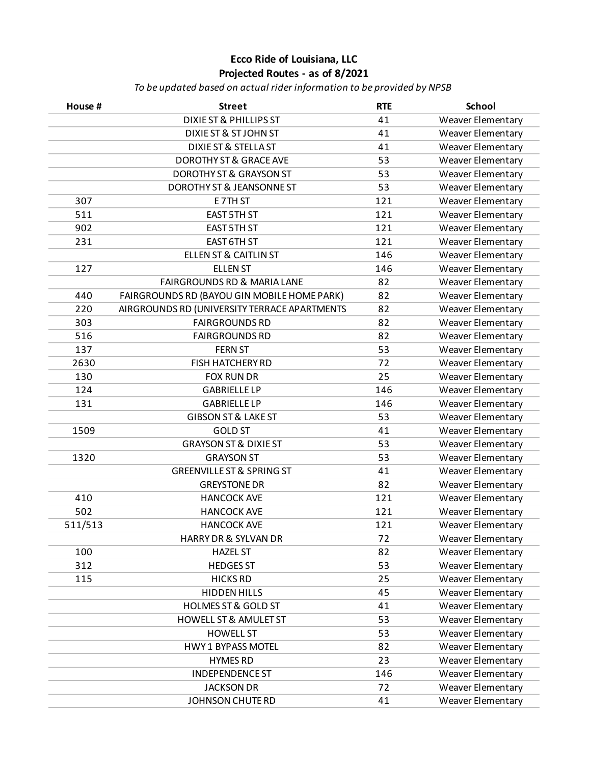**Ecco Ride of Louisiana, LLC**
**Projected Routes - as of 8/2021**
*To be updated based on actual rider information to be provided by NPSB*

| House # | Street | RTE | School |
|---|---|---|---|
| | DIXIE ST & PHILLIPS ST | 41 | Weaver Elementary |
| | DIXIE ST & ST JOHN ST | 41 | Weaver Elementary |
| | DIXIE ST & STELLA ST | 41 | Weaver Elementary |
| | DOROTHY ST & GRACE AVE | 53 | Weaver Elementary |
| | DOROTHY ST & GRAYSON ST | 53 | Weaver Elementary |
| | DOROTHY ST & JEANSONNE ST | 53 | Weaver Elementary |
| 307 | E 7TH ST | 121 | Weaver Elementary |
| 511 | EAST 5TH ST | 121 | Weaver Elementary |
| 902 | EAST 5TH ST | 121 | Weaver Elementary |
| 231 | EAST 6TH ST | 121 | Weaver Elementary |
| | ELLEN ST & CAITLIN ST | 146 | Weaver Elementary |
| 127 | ELLEN ST | 146 | Weaver Elementary |
| | FAIRGROUNDS RD & MARIA LANE | 82 | Weaver Elementary |
| 440 | FAIRGROUNDS RD (BAYOU GIN MOBILE HOME PARK) | 82 | Weaver Elementary |
| 220 | AIRGROUNDS RD (UNIVERSITY TERRACE APARTMENTS | 82 | Weaver Elementary |
| 303 | FAIRGROUNDS RD | 82 | Weaver Elementary |
| 516 | FAIRGROUNDS RD | 82 | Weaver Elementary |
| 137 | FERN ST | 53 | Weaver Elementary |
| 2630 | FISH HATCHERY RD | 72 | Weaver Elementary |
| 130 | FOX RUN DR | 25 | Weaver Elementary |
| 124 | GABRIELLE LP | 146 | Weaver Elementary |
| 131 | GABRIELLE LP | 146 | Weaver Elementary |
| | GIBSON ST & LAKE ST | 53 | Weaver Elementary |
| 1509 | GOLD ST | 41 | Weaver Elementary |
| | GRAYSON ST & DIXIE ST | 53 | Weaver Elementary |
| 1320 | GRAYSON ST | 53 | Weaver Elementary |
| | GREENVILLE ST & SPRING ST | 41 | Weaver Elementary |
| | GREYSTONE DR | 82 | Weaver Elementary |
| 410 | HANCOCK AVE | 121 | Weaver Elementary |
| 502 | HANCOCK AVE | 121 | Weaver Elementary |
| 511/513 | HANCOCK AVE | 121 | Weaver Elementary |
| | HARRY DR & SYLVAN DR | 72 | Weaver Elementary |
| 100 | HAZEL ST | 82 | Weaver Elementary |
| 312 | HEDGES ST | 53 | Weaver Elementary |
| 115 | HICKS RD | 25 | Weaver Elementary |
| | HIDDEN HILLS | 45 | Weaver Elementary |
| | HOLMES ST & GOLD ST | 41 | Weaver Elementary |
| | HOWELL ST & AMULET ST | 53 | Weaver Elementary |
| | HOWELL ST | 53 | Weaver Elementary |
| | HWY 1 BYPASS MOTEL | 82 | Weaver Elementary |
| | HYMES RD | 23 | Weaver Elementary |
| | INDEPENDENCE ST | 146 | Weaver Elementary |
| | JACKSON DR | 72 | Weaver Elementary |
| | JOHNSON CHUTE RD | 41 | Weaver Elementary |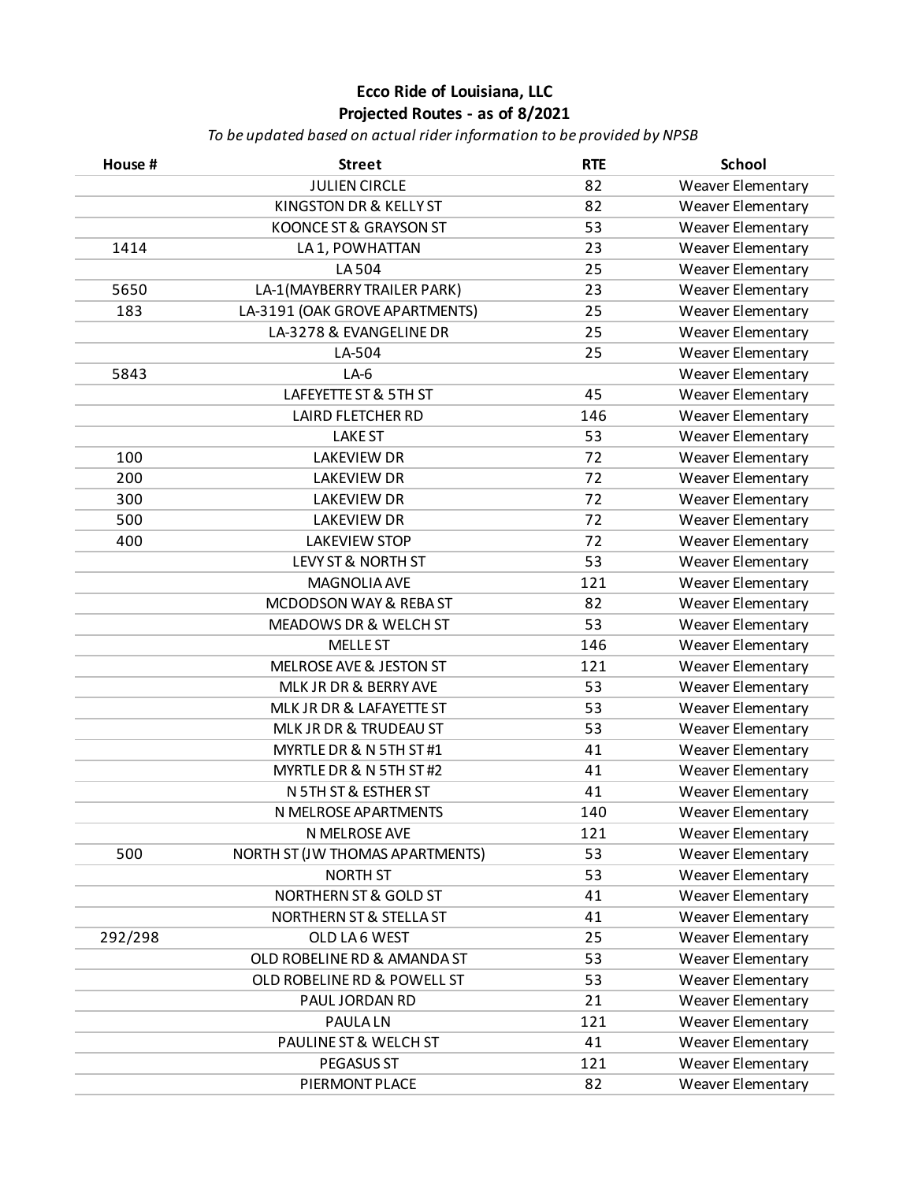**Ecco Ride of Louisiana, LLC**
**Projected Routes - as of 8/2021**
*To be updated based on actual rider information to be provided by NPSB*

| House # | Street | RTE | School |
|---|---|---|---|
| | JULIEN CIRCLE | 82 | Weaver Elementary |
| | KINGSTON DR & KELLY ST | 82 | Weaver Elementary |
| | KOONCE ST & GRAYSON ST | 53 | Weaver Elementary |
| 1414 | LA 1, POWHATTAN | 23 | Weaver Elementary |
| | LA 504 | 25 | Weaver Elementary |
| 5650 | LA-1(MAYBERRY TRAILER PARK) | 23 | Weaver Elementary |
| 183 | LA-3191 (OAK GROVE APARTMENTS) | 25 | Weaver Elementary |
| | LA-3278 & EVANGELINE DR | 25 | Weaver Elementary |
| | LA-504 | 25 | Weaver Elementary |
| 5843 | LA-6 | | Weaver Elementary |
| | LAFEYETTE ST & 5TH ST | 45 | Weaver Elementary |
| | LAIRD FLETCHER RD | 146 | Weaver Elementary |
| | LAKE ST | 53 | Weaver Elementary |
| 100 | LAKEVIEW DR | 72 | Weaver Elementary |
| 200 | LAKEVIEW DR | 72 | Weaver Elementary |
| 300 | LAKEVIEW DR | 72 | Weaver Elementary |
| 500 | LAKEVIEW DR | 72 | Weaver Elementary |
| 400 | LAKEVIEW STOP | 72 | Weaver Elementary |
| | LEVY ST & NORTH ST | 53 | Weaver Elementary |
| | MAGNOLIA AVE | 121 | Weaver Elementary |
| | MCDODSON WAY & REBA ST | 82 | Weaver Elementary |
| | MEADOWS DR & WELCH ST | 53 | Weaver Elementary |
| | MELLE ST | 146 | Weaver Elementary |
| | MELROSE AVE & JESTON ST | 121 | Weaver Elementary |
| | MLK JR DR & BERRY AVE | 53 | Weaver Elementary |
| | MLK JR DR & LAFAYETTE ST | 53 | Weaver Elementary |
| | MLK JR DR & TRUDEAU ST | 53 | Weaver Elementary |
| | MYRTLE DR & N 5TH ST #1 | 41 | Weaver Elementary |
| | MYRTLE DR & N 5TH ST #2 | 41 | Weaver Elementary |
| | N 5TH ST & ESTHER ST | 41 | Weaver Elementary |
| | N MELROSE APARTMENTS | 140 | Weaver Elementary |
| | N MELROSE AVE | 121 | Weaver Elementary |
| 500 | NORTH ST (JW THOMAS APARTMENTS) | 53 | Weaver Elementary |
| | NORTH ST | 53 | Weaver Elementary |
| | NORTHERN ST & GOLD ST | 41 | Weaver Elementary |
| | NORTHERN ST & STELLA ST | 41 | Weaver Elementary |
| 292/298 | OLD LA 6 WEST | 25 | Weaver Elementary |
| | OLD ROBELINE RD & AMANDA ST | 53 | Weaver Elementary |
| | OLD ROBELINE RD & POWELL ST | 53 | Weaver Elementary |
| | PAUL JORDAN RD | 21 | Weaver Elementary |
| | PAULA LN | 121 | Weaver Elementary |
| | PAULINE ST & WELCH ST | 41 | Weaver Elementary |
| | PEGASUS ST | 121 | Weaver Elementary |
| | PIERMONT PLACE | 82 | Weaver Elementary |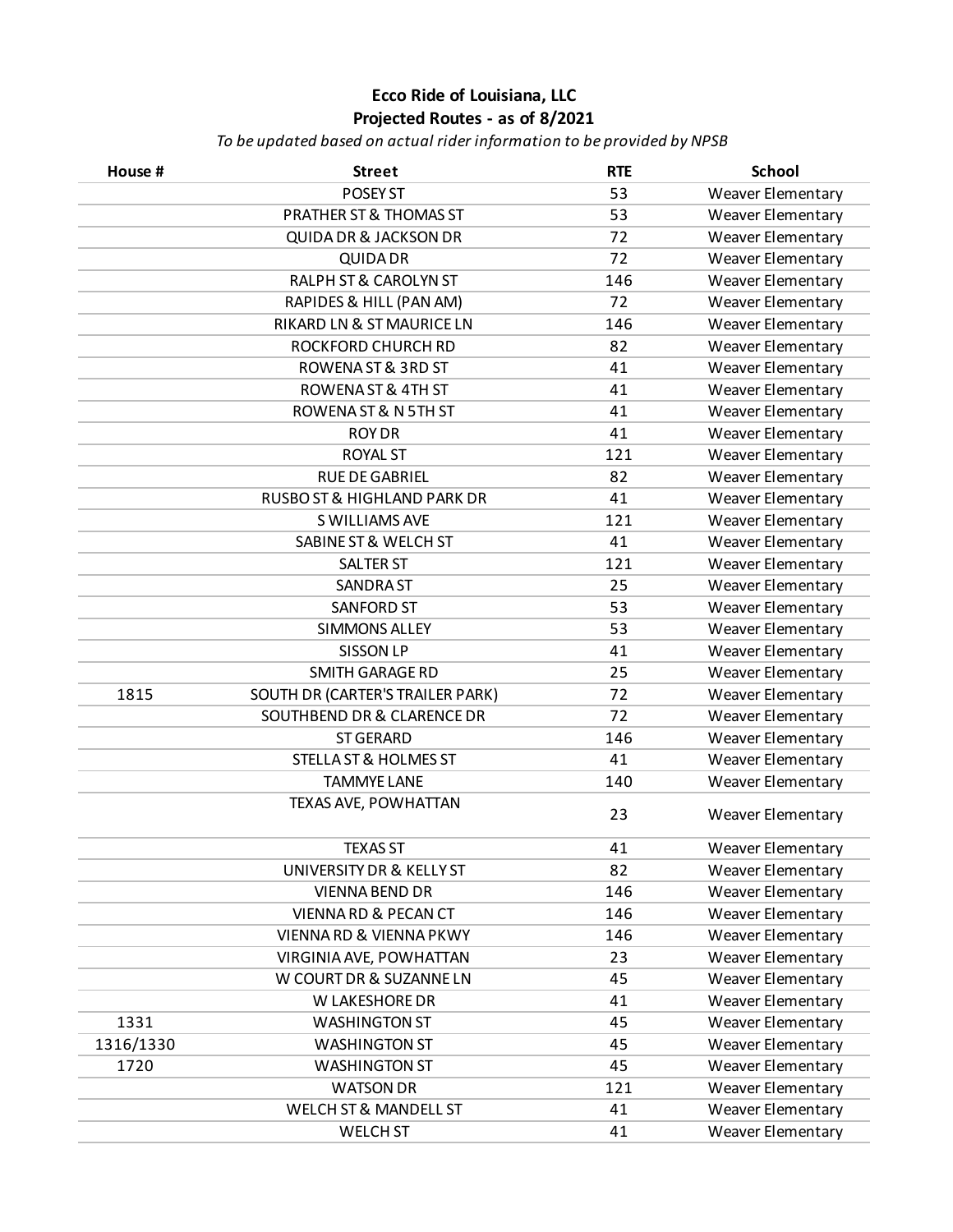# Ecco Ride of Louisiana, LLC
## Projected Routes - as of 8/2021

*To be updated based on actual rider information to be provided by NPSB*

| House # | Street | RTE | School |
|---|---|---|---|
| | POSEY ST | 53 | Weaver Elementary |
| | PRATHER ST & THOMAS ST | 53 | Weaver Elementary |
| | QUIDA DR & JACKSON DR | 72 | Weaver Elementary |
| | QUIDA DR | 72 | Weaver Elementary |
| | RALPH ST & CAROLYN ST | 146 | Weaver Elementary |
| | RAPIDES & HILL (PAN AM) | 72 | Weaver Elementary |
| | RIKARD LN & ST MAURICE LN | 146 | Weaver Elementary |
| | ROCKFORD CHURCH RD | 82 | Weaver Elementary |
| | ROWENA ST & 3RD ST | 41 | Weaver Elementary |
| | ROWENA ST & 4TH ST | 41 | Weaver Elementary |
| | ROWENA ST & N 5TH ST | 41 | Weaver Elementary |
| | ROY DR | 41 | Weaver Elementary |
| | ROYAL ST | 121 | Weaver Elementary |
| | RUE DE GABRIEL | 82 | Weaver Elementary |
| | RUSBO ST & HIGHLAND PARK DR | 41 | Weaver Elementary |
| | S WILLIAMS AVE | 121 | Weaver Elementary |
| | SABINE ST & WELCH ST | 41 | Weaver Elementary |
| | SALTER ST | 121 | Weaver Elementary |
| | SANDRA ST | 25 | Weaver Elementary |
| | SANFORD ST | 53 | Weaver Elementary |
| | SIMMONS ALLEY | 53 | Weaver Elementary |
| | SISSON LP | 41 | Weaver Elementary |
| | SMITH GARAGE RD | 25 | Weaver Elementary |
| 1815 | SOUTH DR (CARTER'S TRAILER PARK) | 72 | Weaver Elementary |
| | SOUTHBEND DR & CLARENCE DR | 72 | Weaver Elementary |
| | ST GERARD | 146 | Weaver Elementary |
| | STELLA ST & HOLMES ST | 41 | Weaver Elementary |
| | TAMMYE LANE | 140 | Weaver Elementary |
| | TEXAS AVE, POWHATTAN | 23 | Weaver Elementary |
| | TEXAS ST | 41 | Weaver Elementary |
| | UNIVERSITY DR & KELLY ST | 82 | Weaver Elementary |
| | VIENNA BEND DR | 146 | Weaver Elementary |
| | VIENNA RD & PECAN CT | 146 | Weaver Elementary |
| | VIENNA RD & VIENNA PKWY | 146 | Weaver Elementary |
| | VIRGINIA AVE, POWHATTAN | 23 | Weaver Elementary |
| | W COURT DR & SUZANNE LN | 45 | Weaver Elementary |
| | W LAKESHORE DR | 41 | Weaver Elementary |
| 1331 | WASHINGTON ST | 45 | Weaver Elementary |
| 1316/1330 | WASHINGTON ST | 45 | Weaver Elementary |
| 1720 | WASHINGTON ST | 45 | Weaver Elementary |
| | WATSON DR | 121 | Weaver Elementary |
| | WELCH ST & MANDELL ST | 41 | Weaver Elementary |
| | WELCH ST | 41 | Weaver Elementary |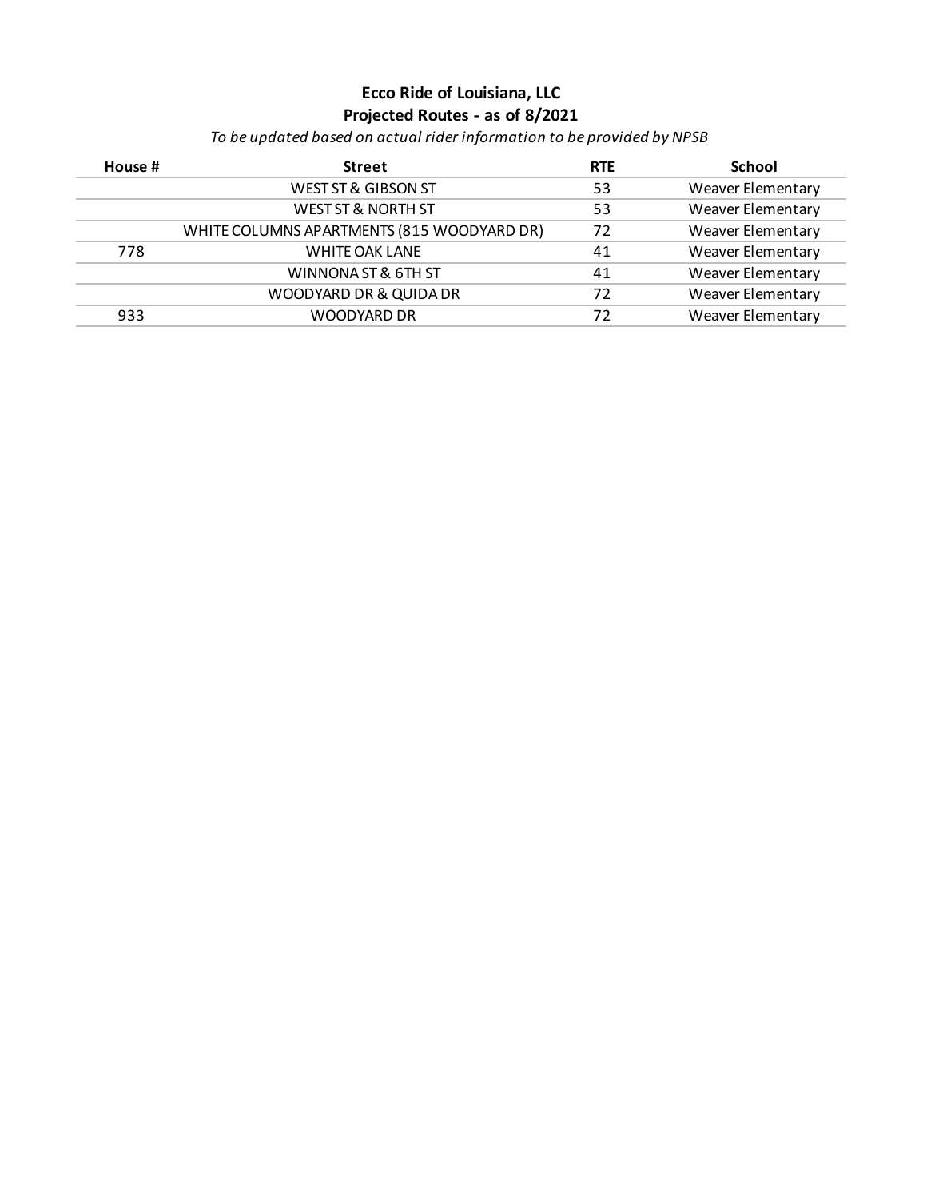**Ecco Ride of Louisiana, LLC**
**Projected Routes - as of 8/2021**

*To be updated based on actual rider information to be provided by NPSB*

| House # | Street | RTE | School |
|---|---|---|---|
| | WEST ST & GIBSON ST | 53 | Weaver Elementary |
| | WEST ST & NORTH ST | 53 | Weaver Elementary |
| | WHITE COLUMNS APARTMENTS (815 WOODYARD DR) | 72 | Weaver Elementary |
| 778 | WHITE OAK LANE | 41 | Weaver Elementary |
| | WINNONA ST & 6TH ST | 41 | Weaver Elementary |
| | WOODYARD DR & QUIDA DR | 72 | Weaver Elementary |
| 933 | WOODYARD DR | 72 | Weaver Elementary |